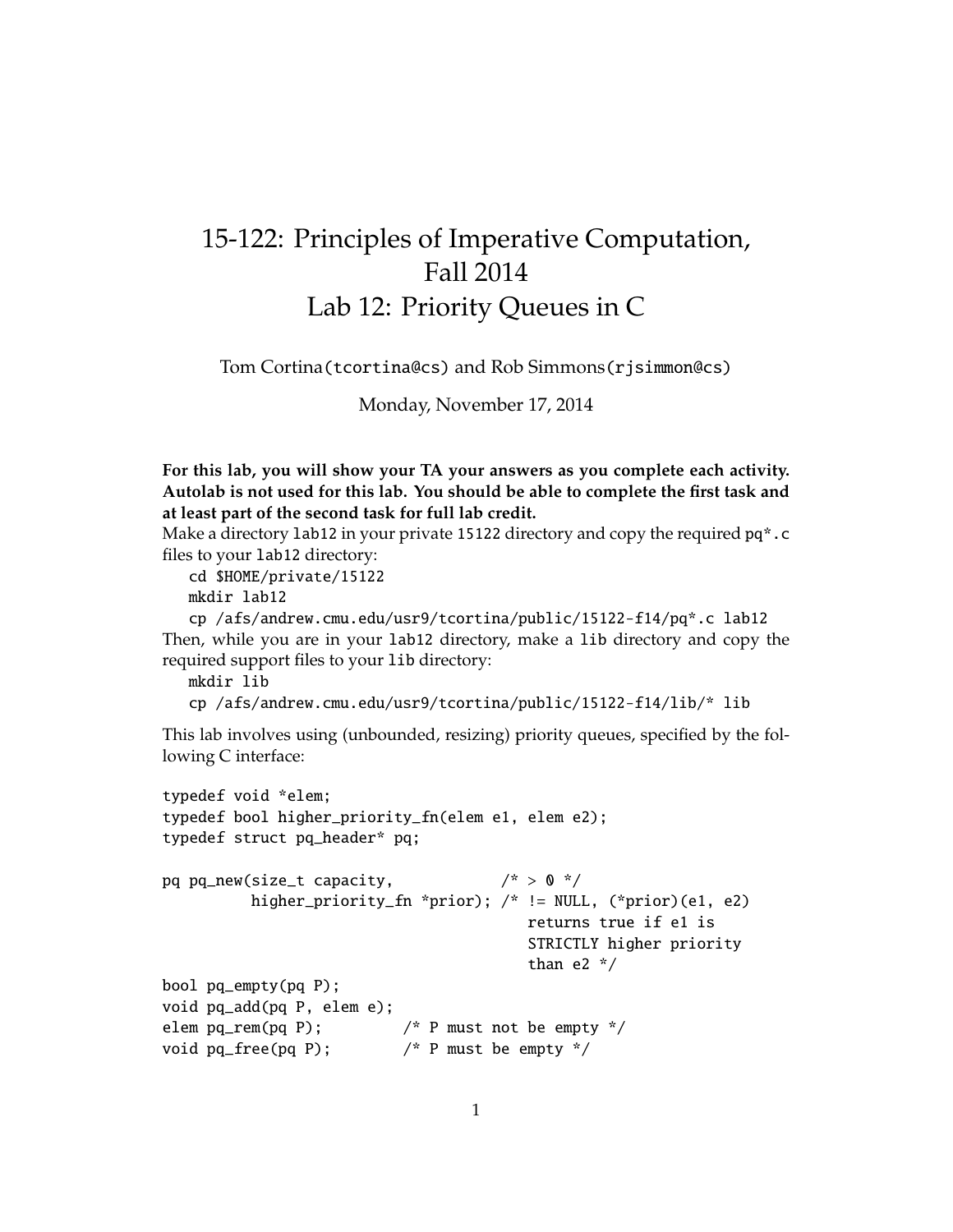# 15-122: Principles of Imperative Computation, Fall 2014
# Lab 12: Priority Queues in C

Tom Cortina(tcortina@cs) and Rob Simmons(rjsimmon@cs)

Monday, November 17, 2014

**For this lab, you will show your TA your answers as you complete each activity. Autolab is not used for this lab. You should be able to complete the first task and at least part of the second task for full lab credit.**

Make a directory `lab12` in your private `15122` directory and copy the required `pq*.c` files to your `lab12` directory:

```
cd $HOME/private/15122
mkdir lab12
cp /afs/andrew.cmu.edu/usr9/tcortina/public/15122-f14/pq*.c lab12
```

Then, while you are in your `lab12` directory, make a `lib` directory and copy the required support files to your `lib` directory:

```
mkdir lib
cp /afs/andrew.cmu.edu/usr9/tcortina/public/15122-f14/lib/* lib
```

This lab involves using (unbounded, resizing) priority queues, specified by the following C interface:

```
typedef void *elem;
typedef bool higher_priority_fn(elem e1, elem e2);
typedef struct pq_header* pq;

pq pq_new(size_t capacity,            /* > 0 */
          higher_priority_fn *prior); /* != NULL, (*prior)(e1, e2)
                                         returns true if e1 is
                                         STRICTLY higher priority
                                         than e2 */
bool pq_empty(pq P);
void pq_add(pq P, elem e);
elem pq_rem(pq P);         /* P must not be empty */
void pq_free(pq P);        /* P must be empty */
```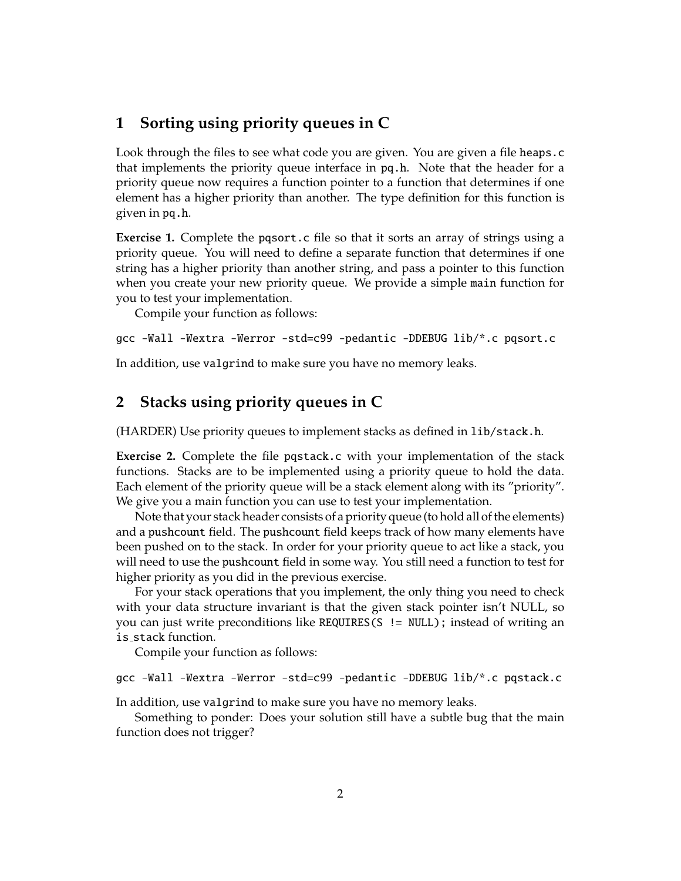## 1 Sorting using priority queues in C

Look through the files to see what code you are given. You are given a file `heaps.c` that implements the priority queue interface in `pq.h`. Note that the header for a priority queue now requires a function pointer to a function that determines if one element has a higher priority than another. The type definition for this function is given in `pq.h`.

**Exercise 1.** Complete the `pqsort.c` file so that it sorts an array of strings using a priority queue. You will need to define a separate function that determines if one string has a higher priority than another string, and pass a pointer to this function when you create your new priority queue. We provide a simple `main` function for you to test your implementation.

Compile your function as follows:

```
gcc -Wall -Wextra -Werror -std=c99 -pedantic -DDEBUG lib/*.c pqsort.c
```

In addition, use `valgrind` to make sure you have no memory leaks.

## 2 Stacks using priority queues in C

(HARDER) Use priority queues to implement stacks as defined in `lib/stack.h`.

**Exercise 2.** Complete the file `pqstack.c` with your implementation of the stack functions. Stacks are to be implemented using a priority queue to hold the data. Each element of the priority queue will be a stack element along with its "priority". We give you a main function you can use to test your implementation.

Note that your stack header consists of a priority queue (to hold all of the elements) and a `pushcount` field. The `pushcount` field keeps track of how many elements have been pushed on to the stack. In order for your priority queue to act like a stack, you will need to use the `pushcount` field in some way. You still need a function to test for higher priority as you did in the previous exercise.

For your stack operations that you implement, the only thing you need to check with your data structure invariant is that the given stack pointer isn't NULL, so you can just write preconditions like `REQUIRES(S != NULL);` instead of writing an `is_stack` function.

Compile your function as follows:

```
gcc -Wall -Wextra -Werror -std=c99 -pedantic -DDEBUG lib/*.c pqstack.c
```

In addition, use `valgrind` to make sure you have no memory leaks.

Something to ponder: Does your solution still have a subtle bug that the main function does not trigger?